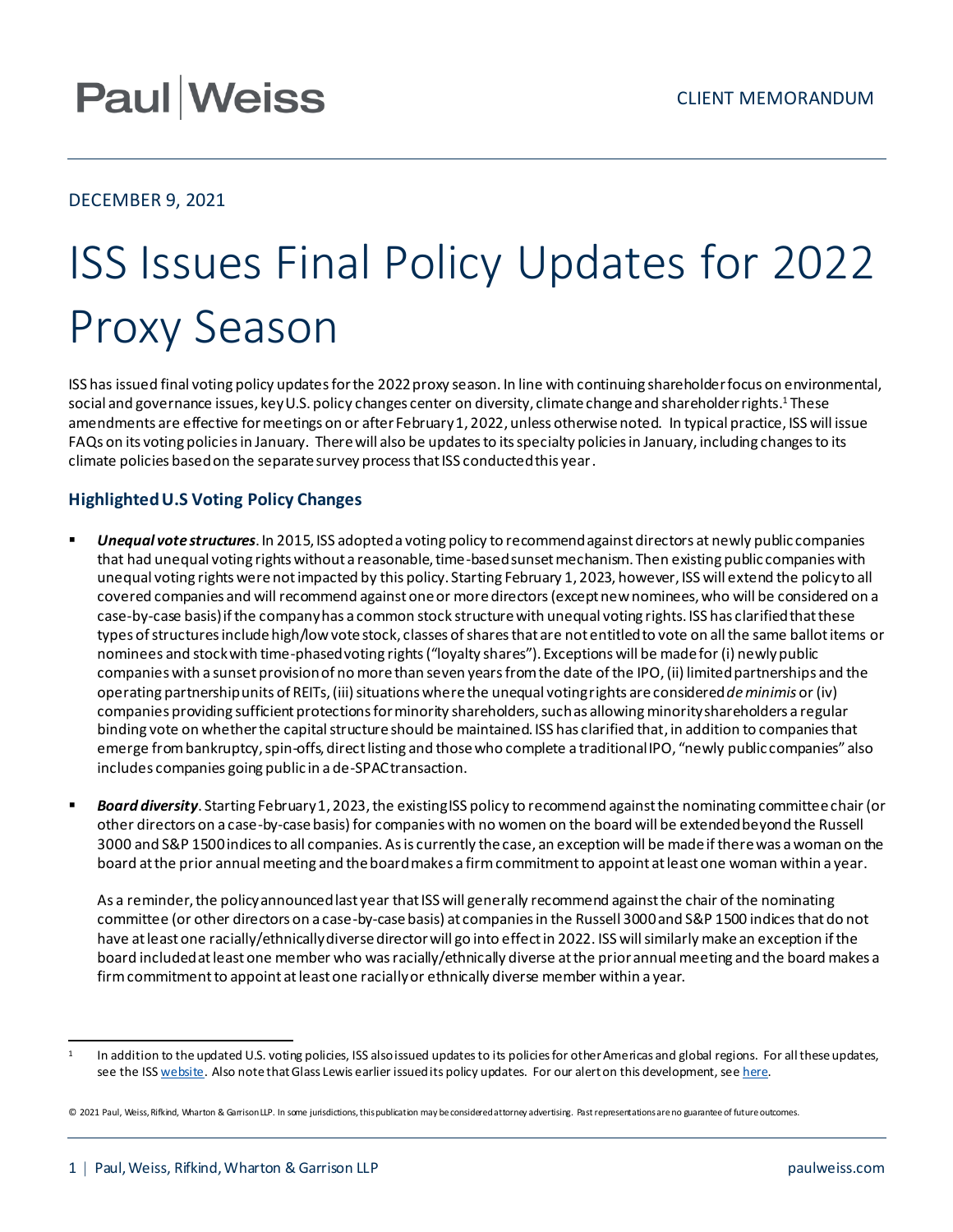Paul|Weiss

CLIENT MEMORANDUM

DECEMBER 9, 2021

# ISS Issues Final Policy Updates for 2022 Proxy Season

ISS has issued final voting policy updates for the 2022 proxy season. In line with continuing shareholder focus on environmental, social and governance issues, key U.S. policy changes center on diversity, climate change and shareholder rights.[1] These amendments are effective for meetings on or after February 1, 2022, unless otherwise noted. In typical practice, ISS will issue FAQs on its voting policies in January. There will also be updates to its specialty policies in January, including changes to its climate policies based on the separate survey process that ISS conducted this year.

## Highlighted U.S Voting Policy Changes

- ***Unequal vote structures***. In 2015, ISS adopted a voting policy to recommend against directors at newly public companies that had unequal voting rights without a reasonable, time-based sunset mechanism. Then existing public companies with unequal voting rights were not impacted by this policy. Starting February 1, 2023, however, ISS will extend the policy to all covered companies and will recommend against one or more directors (except new nominees, who will be considered on a case-by-case basis) if the company has a common stock structure with unequal voting rights. ISS has clarified that these types of structures include high/low vote stock, classes of shares that are not entitled to vote on all the same ballot items or nominees and stock with time-phased voting rights ("loyalty shares"). Exceptions will be made for (i) newly public companies with a sunset provision of no more than seven years from the date of the IPO, (ii) limited partnerships and the operating partnership units of REITs, (iii) situations where the unequal voting rights are considered *de minimis* or (iv) companies providing sufficient protections for minority shareholders, such as allowing minority shareholders a regular binding vote on whether the capital structure should be maintained. ISS has clarified that, in addition to companies that emerge from bankruptcy, spin-offs, direct listing and those who complete a traditional IPO, "newly public companies" also includes companies going public in a de-SPAC transaction.

- ***Board diversity***. Starting February 1, 2023, the existing ISS policy to recommend against the nominating committee chair (or other directors on a case-by-case basis) for companies with no women on the board will be extended beyond the Russell 3000 and S&P 1500 indices to all companies. As is currently the case, an exception will be made if there was a woman on the board at the prior annual meeting and the board makes a firm commitment to appoint at least one woman within a year.

  As a reminder, the policy announced last year that ISS will generally recommend against the chair of the nominating committee (or other directors on a case-by-case basis) at companies in the Russell 3000 and S&P 1500 indices that do not have at least one racially/ethnically diverse director will go into effect in 2022. ISS will similarly make an exception if the board included at least one member who was racially/ethnically diverse at the prior annual meeting and the board makes a firm commitment to appoint at least one racially or ethnically diverse member within a year.

---

[1] In addition to the updated U.S. voting policies, ISS also issued updates to its policies for other Americas and global regions. For all these updates, see the ISS website. Also note that Glass Lewis earlier issued its policy updates. For our alert on this development, see here.

© 2021 Paul, Weiss, Rifkind, Wharton & Garrison LLP. In some jurisdictions, this publication may be considered attorney advertising. Past representations are no guarantee of future outcomes.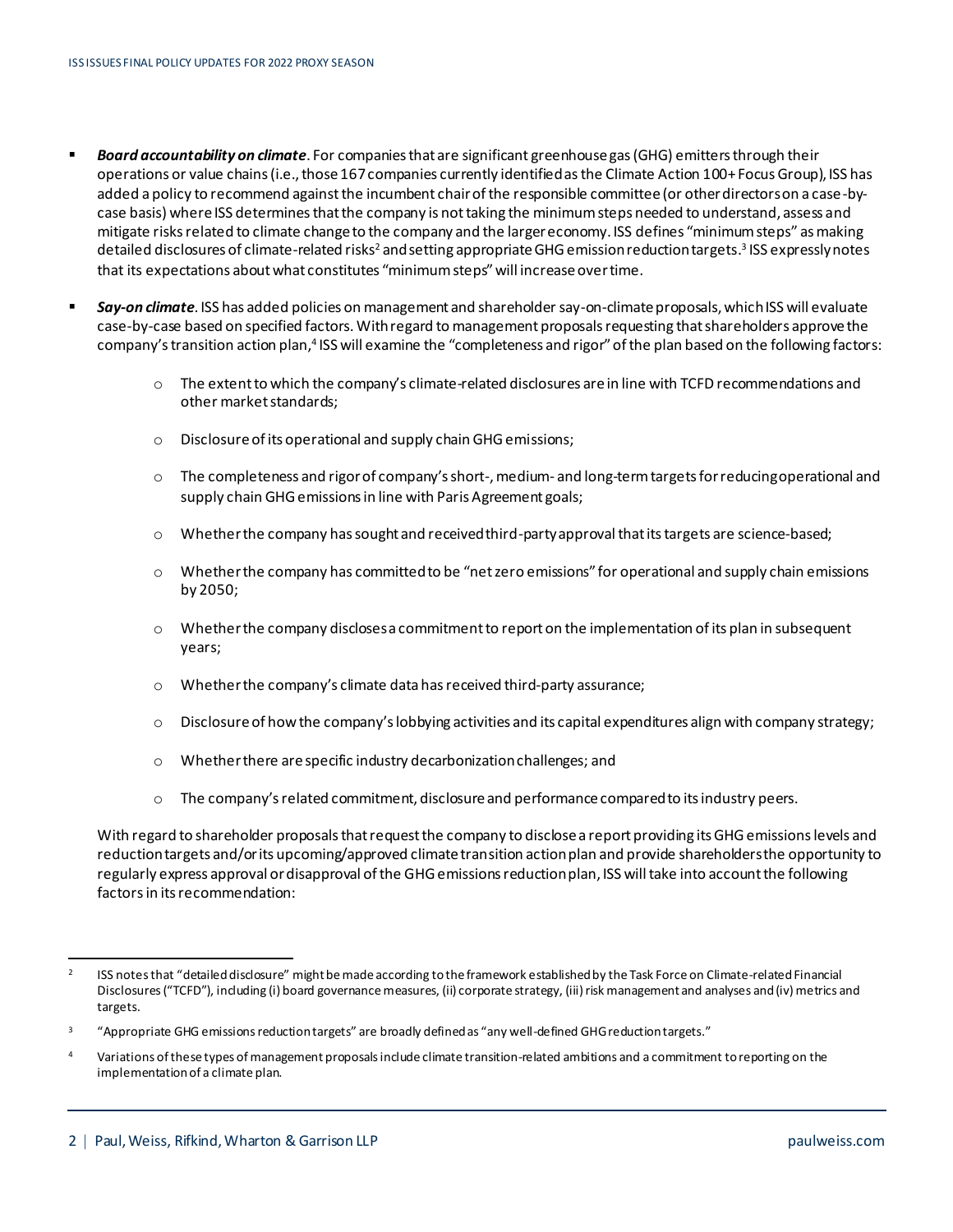- ***Board accountability on climate***. For companies that are significant greenhouse gas (GHG) emitters through their operations or value chains (i.e., those 167 companies currently identified as the Climate Action 100+ Focus Group), ISS has added a policy to recommend against the incumbent chair of the responsible committee (or other directors on a case-by-case basis) where ISS determines that the company is not taking the minimum steps needed to understand, assess and mitigate risks related to climate change to the company and the larger economy. ISS defines "minimum steps" as making detailed disclosures of climate-related risks[2] and setting appropriate GHG emission reduction targets.[3] ISS expressly notes that its expectations about what constitutes "minimum steps" will increase over time.

- ***Say-on climate***. ISS has added policies on management and shareholder say-on-climate proposals, which ISS will evaluate case-by-case based on specified factors. With regard to management proposals requesting that shareholders approve the company's transition action plan,[4] ISS will examine the "completeness and rigor" of the plan based on the following factors:

  - The extent to which the company's climate-related disclosures are in line with TCFD recommendations and other market standards;
  - Disclosure of its operational and supply chain GHG emissions;
  - The completeness and rigor of company's short-, medium- and long-term targets for reducing operational and supply chain GHG emissions in line with Paris Agreement goals;
  - Whether the company has sought and received third-party approval that its targets are science-based;
  - Whether the company has committed to be "net zero emissions" for operational and supply chain emissions by 2050;
  - Whether the company discloses a commitment to report on the implementation of its plan in subsequent years;
  - Whether the company's climate data has received third-party assurance;
  - Disclosure of how the company's lobbying activities and its capital expenditures align with company strategy;
  - Whether there are specific industry decarbonization challenges; and
  - The company's related commitment, disclosure and performance compared to its industry peers.

  With regard to shareholder proposals that request the company to disclose a report providing its GHG emissions levels and reduction targets and/or its upcoming/approved climate transition action plan and provide shareholders the opportunity to regularly express approval or disapproval of the GHG emissions reduction plan, ISS will take into account the following factors in its recommendation:

---

[2] ISS notes that "detailed disclosure" might be made according to the framework established by the Task Force on Climate-related Financial Disclosures ("TCFD"), including (i) board governance measures, (ii) corporate strategy, (iii) risk management and analyses and (iv) metrics and targets.

[3] "Appropriate GHG emissions reduction targets" are broadly defined as "any well-defined GHG reduction targets."

[4] Variations of these types of management proposals include climate transition-related ambitions and a commitment to reporting on the implementation of a climate plan.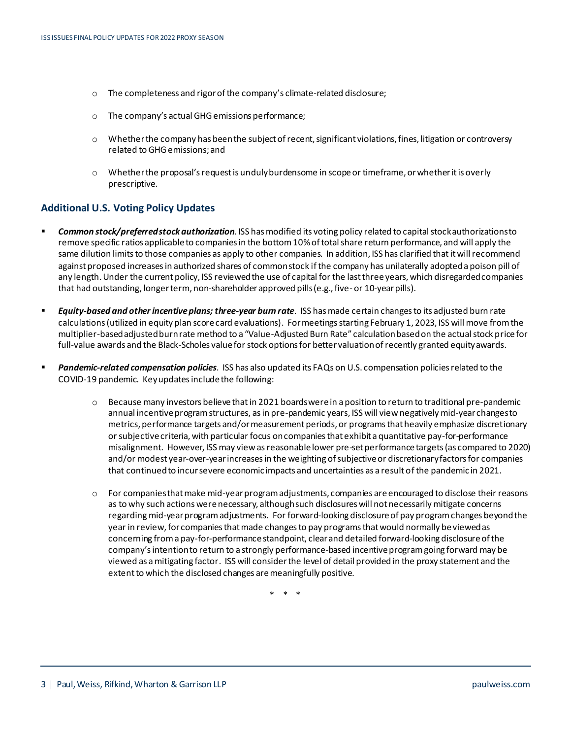- The completeness and rigor of the company's climate-related disclosure;
- The company's actual GHG emissions performance;
- Whether the company has been the subject of recent, significant violations, fines, litigation or controversy related to GHG emissions; and
- Whether the proposal's request is unduly burdensome in scope or timeframe, or whether it is overly prescriptive.

## Additional U.S. Voting Policy Updates

- ***Common stock/preferred stock authorization***. ISS has modified its voting policy related to capital stock authorizations to remove specific ratios applicable to companies in the bottom 10% of total share return performance, and will apply the same dilution limits to those companies as apply to other companies. In addition, ISS has clarified that it will recommend against proposed increases in authorized shares of common stock if the company has unilaterally adopted a poison pill of any length. Under the current policy, ISS reviewed the use of capital for the last three years, which disregarded companies that had outstanding, longer term, non-shareholder approved pills (e.g., five- or 10-year pills).

- ***Equity-based and other incentive plans; three-year burn rate***. ISS has made certain changes to its adjusted burn rate calculations (utilized in equity plan score card evaluations). For meetings starting February 1, 2023, ISS will move from the multiplier-based adjusted burn rate method to a "Value-Adjusted Burn Rate" calculation based on the actual stock price for full-value awards and the Black-Scholes value for stock options for better valuation of recently granted equity awards.

- ***Pandemic-related compensation policies***. ISS has also updated its FAQs on U.S. compensation policies related to the COVID-19 pandemic. Key updates include the following:

  - Because many investors believe that in 2021 boards were in a position to return to traditional pre-pandemic annual incentive program structures, as in pre-pandemic years, ISS will view negatively mid-year changes to metrics, performance targets and/or measurement periods, or programs that heavily emphasize discretionary or subjective criteria, with particular focus on companies that exhibit a quantitative pay-for-performance misalignment. However, ISS may view as reasonable lower pre-set performance targets (as compared to 2020) and/or modest year-over-year increases in the weighting of subjective or discretionary factors for companies that continued to incur severe economic impacts and uncertainties as a result of the pandemic in 2021.

  - For companies that make mid-year program adjustments, companies are encouraged to disclose their reasons as to why such actions were necessary, although such disclosures will not necessarily mitigate concerns regarding mid-year program adjustments. For forward-looking disclosure of pay program changes beyond the year in review, for companies that made changes to pay programs that would normally be viewed as concerning from a pay-for-performance standpoint, clear and detailed forward-looking disclosure of the company's intention to return to a strongly performance-based incentive program going forward may be viewed as a mitigating factor. ISS will consider the level of detail provided in the proxy statement and the extent to which the disclosed changes are meaningfully positive.

\* \* \*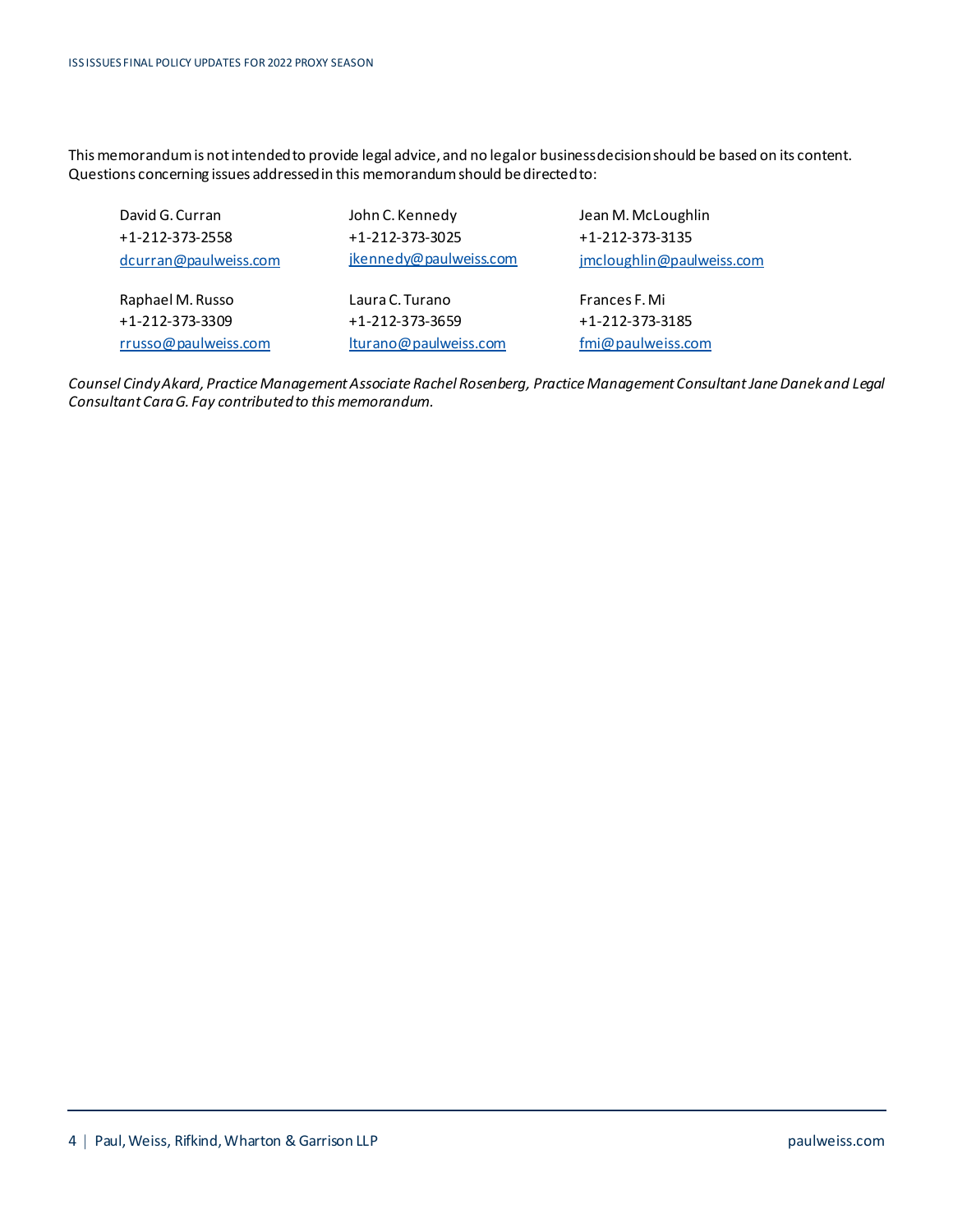This memorandum is not intended to provide legal advice, and no legal or business decision should be based on its content. Questions concerning issues addressed in this memorandum should be directed to:

| | | |
|---|---|---|
| David G. Curran<br>+1-212-373-2558<br>dcurran@paulweiss.com | John C. Kennedy<br>+1-212-373-3025<br>jkennedy@paulweiss.com | Jean M. McLoughlin<br>+1-212-373-3135<br>jmcloughlin@paulweiss.com |
| Raphael M. Russo<br>+1-212-373-3309<br>rrusso@paulweiss.com | Laura C. Turano<br>+1-212-373-3659<br>lturano@paulweiss.com | Frances F. Mi<br>+1-212-373-3185<br>fmi@paulweiss.com |

*Counsel Cindy Akard, Practice Management Associate Rachel Rosenberg, Practice Management Consultant Jane Danek and Legal Consultant Cara G. Fay contributed to this memorandum.*